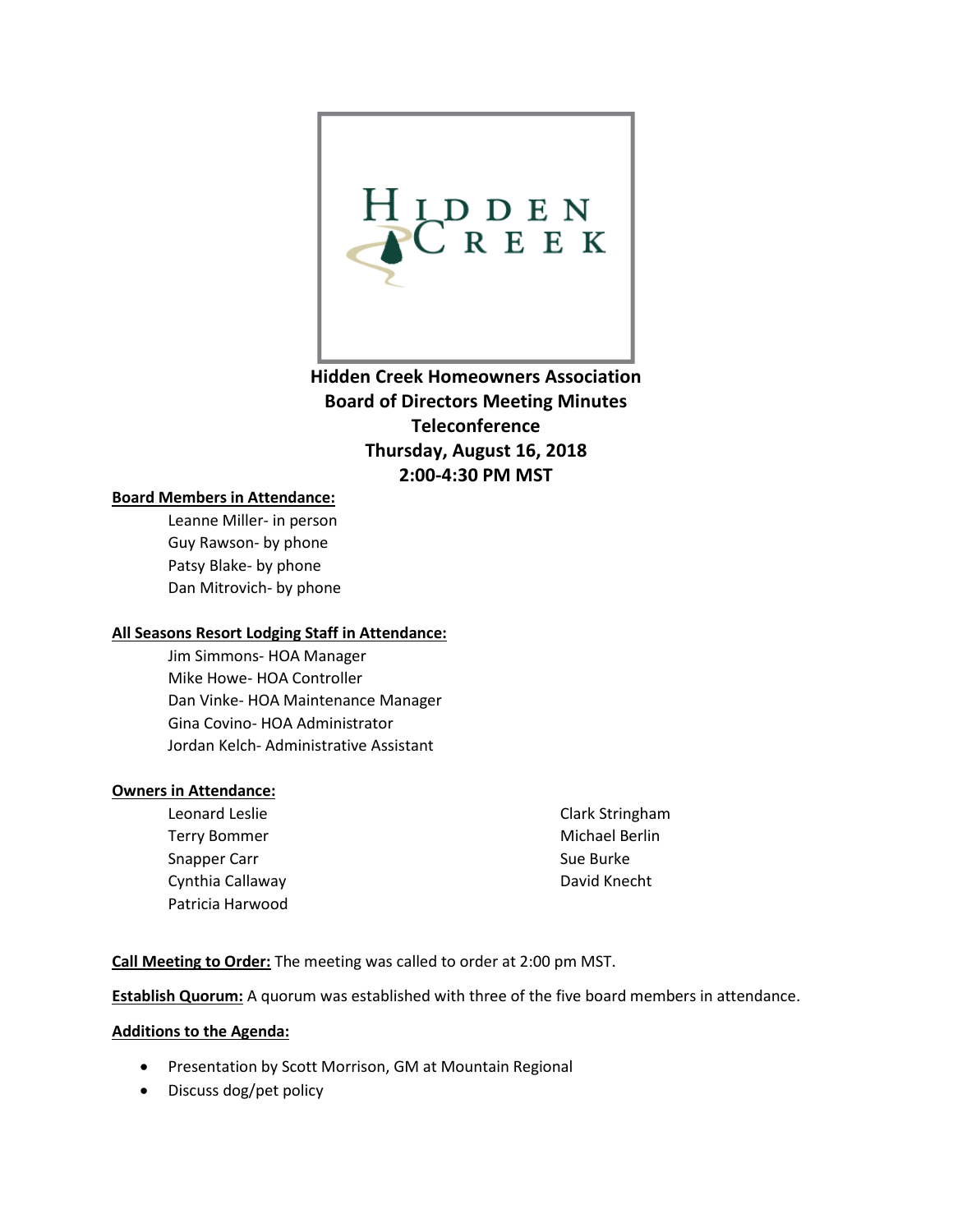# Hidden Creek Homeowners Association
## Board of Directors Meeting Minutes
### Teleconference
### Thursday, August 16, 2018
### 2:00-4:30 PM MST

**Board Members in Attendance:**

Leanne Miller- in person
Guy Rawson- by phone
Patsy Blake- by phone
Dan Mitrovich- by phone

**All Seasons Resort Lodging Staff in Attendance:**

Jim Simmons- HOA Manager
Mike Howe- HOA Controller
Dan Vinke- HOA Maintenance Manager
Gina Covino- HOA Administrator
Jordan Kelch- Administrative Assistant

**Owners in Attendance:**

Leonard Leslie
Terry Bommer
Snapper Carr
Cynthia Callaway
Patricia Harwood
Clark Stringham
Michael Berlin
Sue Burke
David Knecht

**Call Meeting to Order:** The meeting was called to order at 2:00 pm MST.

**Establish Quorum:** A quorum was established with three of the five board members in attendance.

**Additions to the Agenda:**

- Presentation by Scott Morrison, GM at Mountain Regional
- Discuss dog/pet policy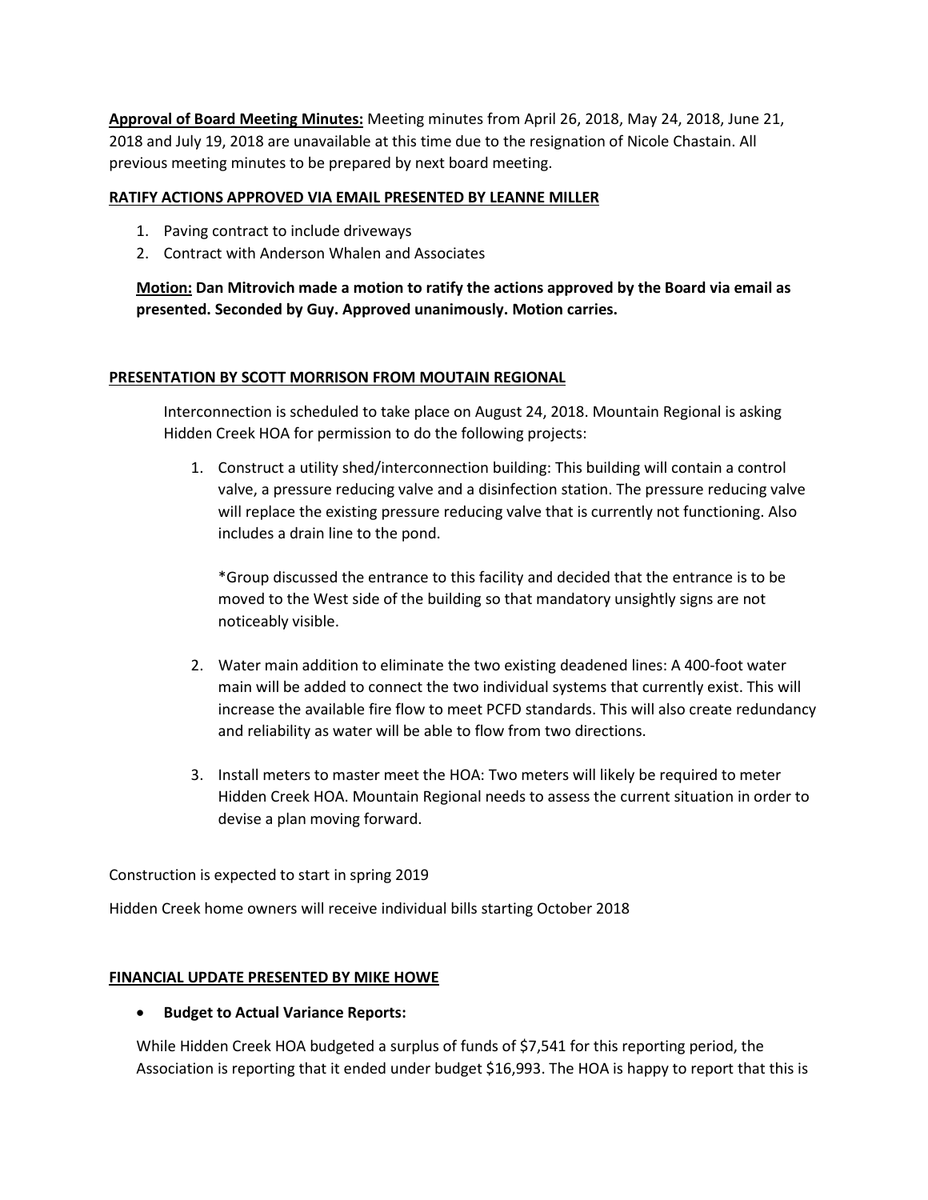**Approval of Board Meeting Minutes:** Meeting minutes from April 26, 2018, May 24, 2018, June 21, 2018 and July 19, 2018 are unavailable at this time due to the resignation of Nicole Chastain. All previous meeting minutes to be prepared by next board meeting.

**RATIFY ACTIONS APPROVED VIA EMAIL PRESENTED BY LEANNE MILLER**

1. Paving contract to include driveways
2. Contract with Anderson Whalen and Associates

**Motion: Dan Mitrovich made a motion to ratify the actions approved by the Board via email as presented. Seconded by Guy. Approved unanimously. Motion carries.**

**PRESENTATION BY SCOTT MORRISON FROM MOUTAIN REGIONAL**

Interconnection is scheduled to take place on August 24, 2018. Mountain Regional is asking Hidden Creek HOA for permission to do the following projects:

1. Construct a utility shed/interconnection building: This building will contain a control valve, a pressure reducing valve and a disinfection station. The pressure reducing valve will replace the existing pressure reducing valve that is currently not functioning. Also includes a drain line to the pond.

   *Group discussed the entrance to this facility and decided that the entrance is to be moved to the West side of the building so that mandatory unsightly signs are not noticeably visible.

2. Water main addition to eliminate the two existing deadened lines: A 400-foot water main will be added to connect the two individual systems that currently exist. This will increase the available fire flow to meet PCFD standards. This will also create redundancy and reliability as water will be able to flow from two directions.

3. Install meters to master meet the HOA: Two meters will likely be required to meter Hidden Creek HOA. Mountain Regional needs to assess the current situation in order to devise a plan moving forward.

Construction is expected to start in spring 2019

Hidden Creek home owners will receive individual bills starting October 2018

**FINANCIAL UPDATE PRESENTED BY MIKE HOWE**

- **Budget to Actual Variance Reports:**

While Hidden Creek HOA budgeted a surplus of funds of $7,541 for this reporting period, the Association is reporting that it ended under budget $16,993. The HOA is happy to report that this is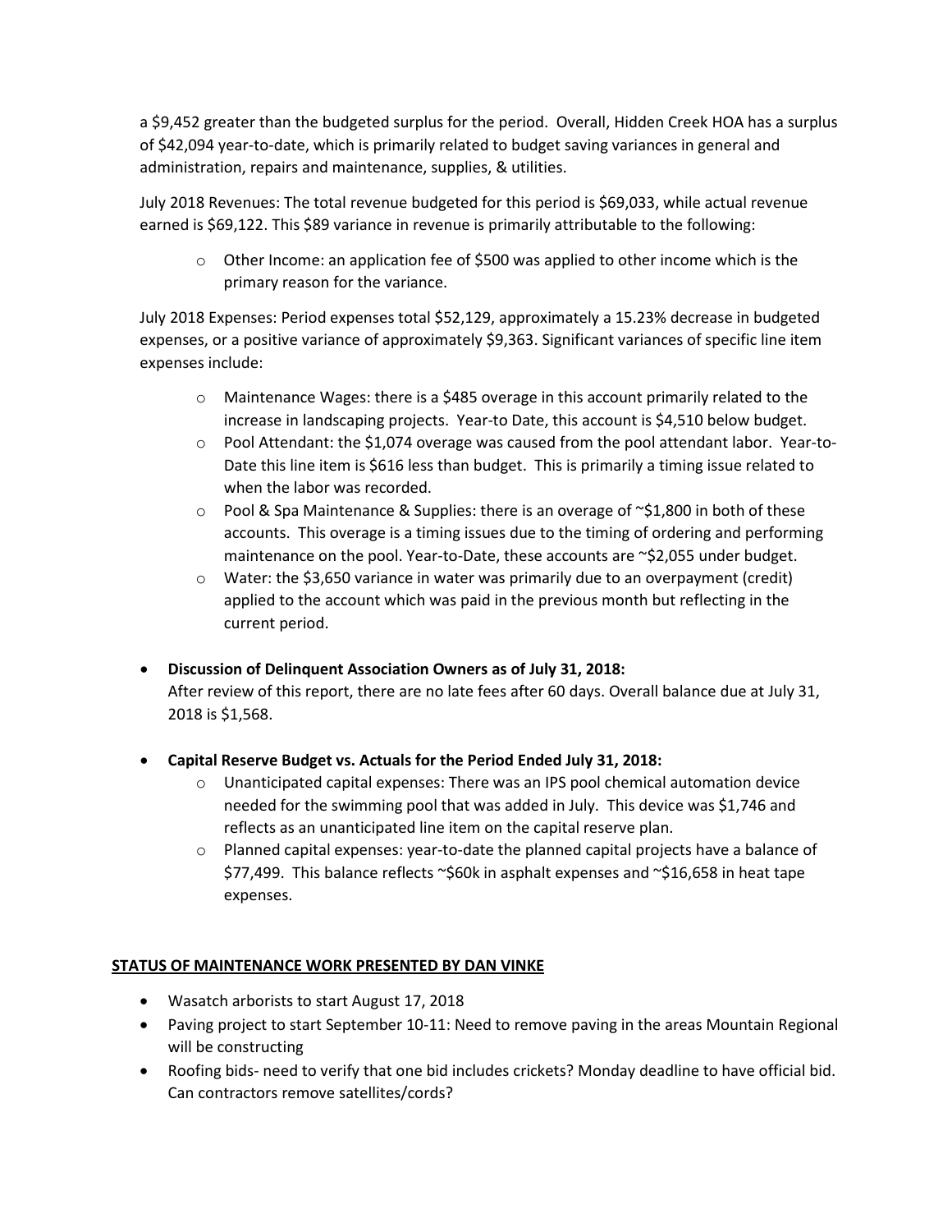a $9,452 greater than the budgeted surplus for the period. Overall, Hidden Creek HOA has a surplus of $42,094 year-to-date, which is primarily related to budget saving variances in general and administration, repairs and maintenance, supplies, & utilities.

July 2018 Revenues: The total revenue budgeted for this period is $69,033, while actual revenue earned is $69,122. This $89 variance in revenue is primarily attributable to the following:

- Other Income: an application fee of $500 was applied to other income which is the primary reason for the variance.

July 2018 Expenses: Period expenses total $52,129, approximately a 15.23% decrease in budgeted expenses, or a positive variance of approximately $9,363. Significant variances of specific line item expenses include:

- Maintenance Wages: there is a $485 overage in this account primarily related to the increase in landscaping projects. Year-to Date, this account is $4,510 below budget.
- Pool Attendant: the $1,074 overage was caused from the pool attendant labor. Year-to-Date this line item is $616 less than budget. This is primarily a timing issue related to when the labor was recorded.
- Pool & Spa Maintenance & Supplies: there is an overage of ~$1,800 in both of these accounts. This overage is a timing issues due to the timing of ordering and performing maintenance on the pool. Year-to-Date, these accounts are ~$2,055 under budget.
- Water: the $3,650 variance in water was primarily due to an overpayment (credit) applied to the account which was paid in the previous month but reflecting in the current period.

- **Discussion of Delinquent Association Owners as of July 31, 2018:**
  After review of this report, there are no late fees after 60 days. Overall balance due at July 31, 2018 is $1,568.

- **Capital Reserve Budget vs. Actuals for the Period Ended July 31, 2018:**
  - Unanticipated capital expenses: There was an IPS pool chemical automation device needed for the swimming pool that was added in July. This device was $1,746 and reflects as an unanticipated line item on the capital reserve plan.
  - Planned capital expenses: year-to-date the planned capital projects have a balance of $77,499. This balance reflects ~$60k in asphalt expenses and ~$16,658 in heat tape expenses.

**STATUS OF MAINTENANCE WORK PRESENTED BY DAN VINKE**

- Wasatch arborists to start August 17, 2018
- Paving project to start September 10-11: Need to remove paving in the areas Mountain Regional will be constructing
- Roofing bids- need to verify that one bid includes crickets? Monday deadline to have official bid. Can contractors remove satellites/cords?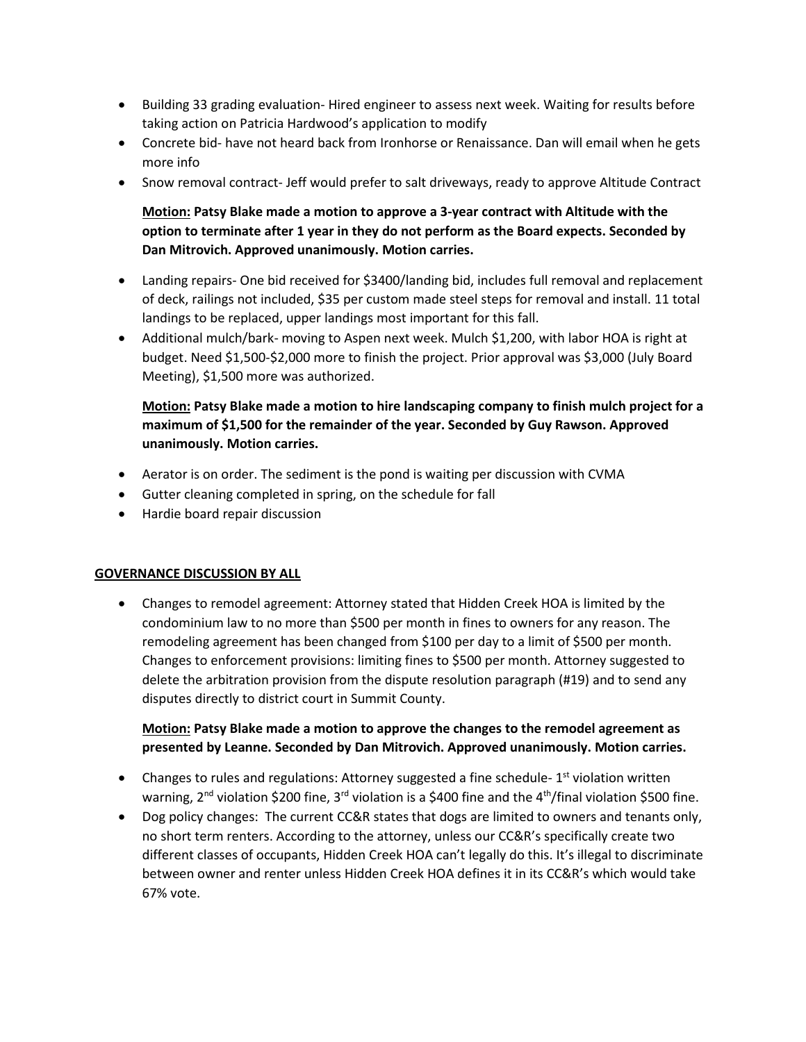- Building 33 grading evaluation- Hired engineer to assess next week. Waiting for results before taking action on Patricia Hardwood's application to modify
- Concrete bid- have not heard back from Ironhorse or Renaissance. Dan will email when he gets more info
- Snow removal contract- Jeff would prefer to salt driveways, ready to approve Altitude Contract

  **<u>Motion:</u> Patsy Blake made a motion to approve a 3-year contract with Altitude with the option to terminate after 1 year in they do not perform as the Board expects. Seconded by Dan Mitrovich. Approved unanimously. Motion carries.**

- Landing repairs- One bid received for $3400/landing bid, includes full removal and replacement of deck, railings not included, $35 per custom made steel steps for removal and install. 11 total landings to be replaced, upper landings most important for this fall.
- Additional mulch/bark- moving to Aspen next week. Mulch $1,200, with labor HOA is right at budget. Need $1,500-$2,000 more to finish the project. Prior approval was $3,000 (July Board Meeting), $1,500 more was authorized.

  **<u>Motion:</u> Patsy Blake made a motion to hire landscaping company to finish mulch project for a maximum of $1,500 for the remainder of the year. Seconded by Guy Rawson. Approved unanimously. Motion carries.**

- Aerator is on order. The sediment is the pond is waiting per discussion with CVMA
- Gutter cleaning completed in spring, on the schedule for fall
- Hardie board repair discussion

**<u>GOVERNANCE DISCUSSION BY ALL</u>**

- Changes to remodel agreement: Attorney stated that Hidden Creek HOA is limited by the condominium law to no more than $500 per month in fines to owners for any reason. The remodeling agreement has been changed from $100 per day to a limit of $500 per month. Changes to enforcement provisions: limiting fines to $500 per month. Attorney suggested to delete the arbitration provision from the dispute resolution paragraph (#19) and to send any disputes directly to district court in Summit County.

  **<u>Motion:</u> Patsy Blake made a motion to approve the changes to the remodel agreement as presented by Leanne. Seconded by Dan Mitrovich. Approved unanimously. Motion carries.**

- Changes to rules and regulations: Attorney suggested a fine schedule- 1st violation written warning, 2nd violation $200 fine, 3rd violation is a $400 fine and the 4th/final violation $500 fine.
- Dog policy changes: The current CC&R states that dogs are limited to owners and tenants only, no short term renters. According to the attorney, unless our CC&R's specifically create two different classes of occupants, Hidden Creek HOA can't legally do this. It's illegal to discriminate between owner and renter unless Hidden Creek HOA defines it in its CC&R's which would take 67% vote.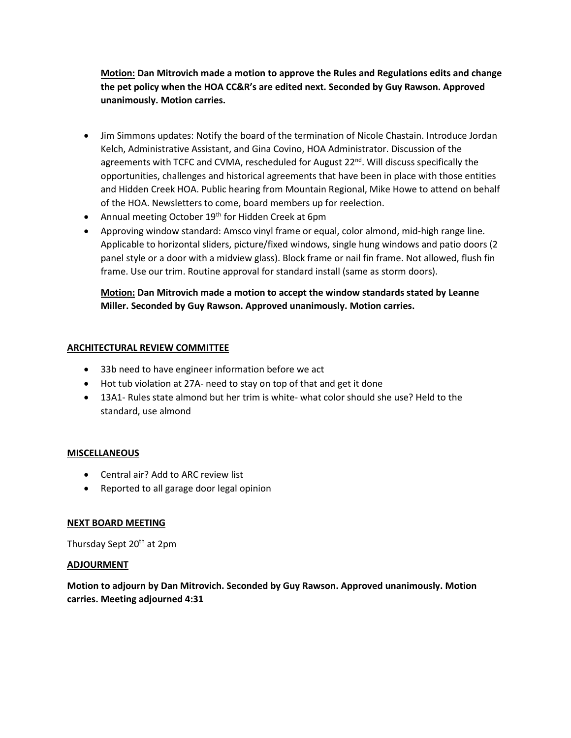**Motion:** **Dan Mitrovich made a motion to approve the Rules and Regulations edits and change the pet policy when the HOA CC&R's are edited next. Seconded by Guy Rawson. Approved unanimously. Motion carries.**

- Jim Simmons updates: Notify the board of the termination of Nicole Chastain. Introduce Jordan Kelch, Administrative Assistant, and Gina Covino, HOA Administrator. Discussion of the agreements with TCFC and CVMA, rescheduled for August 22nd. Will discuss specifically the opportunities, challenges and historical agreements that have been in place with those entities and Hidden Creek HOA. Public hearing from Mountain Regional, Mike Howe to attend on behalf of the HOA. Newsletters to come, board members up for reelection.
- Annual meeting October 19th for Hidden Creek at 6pm
- Approving window standard: Amsco vinyl frame or equal, color almond, mid-high range line. Applicable to horizontal sliders, picture/fixed windows, single hung windows and patio doors (2 panel style or a door with a midview glass). Block frame or nail fin frame. Not allowed, flush fin frame. Use our trim. Routine approval for standard install (same as storm doors).

**Motion:** **Dan Mitrovich made a motion to accept the window standards stated by Leanne Miller. Seconded by Guy Rawson. Approved unanimously. Motion carries.**

## ARCHITECTURAL REVIEW COMMITTEE

- 33b need to have engineer information before we act
- Hot tub violation at 27A- need to stay on top of that and get it done
- 13A1- Rules state almond but her trim is white- what color should she use? Held to the standard, use almond

## MISCELLANEOUS

- Central air? Add to ARC review list
- Reported to all garage door legal opinion

## NEXT BOARD MEETING

Thursday Sept 20th at 2pm

## ADJOURMENT

**Motion to adjourn by Dan Mitrovich. Seconded by Guy Rawson. Approved unanimously. Motion carries. Meeting adjourned 4:31**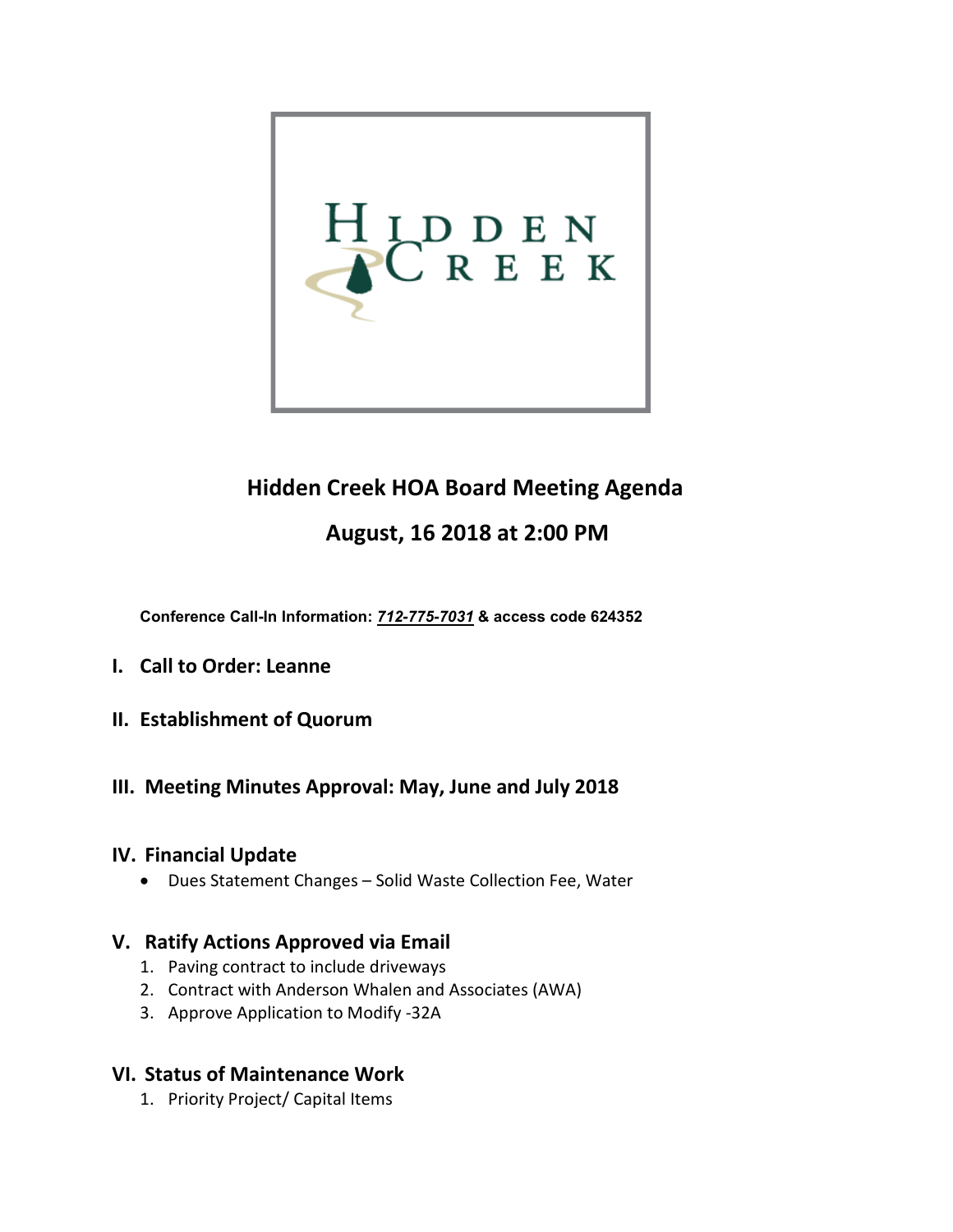# Hidden Creek HOA Board Meeting Agenda

## August, 16 2018 at 2:00 PM

**Conference Call-In Information: *712-775-7031* & access code 624352**

## I. Call to Order: Leanne

## II. Establishment of Quorum

## III. Meeting Minutes Approval: May, June and July 2018

## IV. Financial Update

- Dues Statement Changes – Solid Waste Collection Fee, Water

## V. Ratify Actions Approved via Email

1. Paving contract to include driveways
2. Contract with Anderson Whalen and Associates (AWA)
3. Approve Application to Modify -32A

## VI. Status of Maintenance Work

1. Priority Project/ Capital Items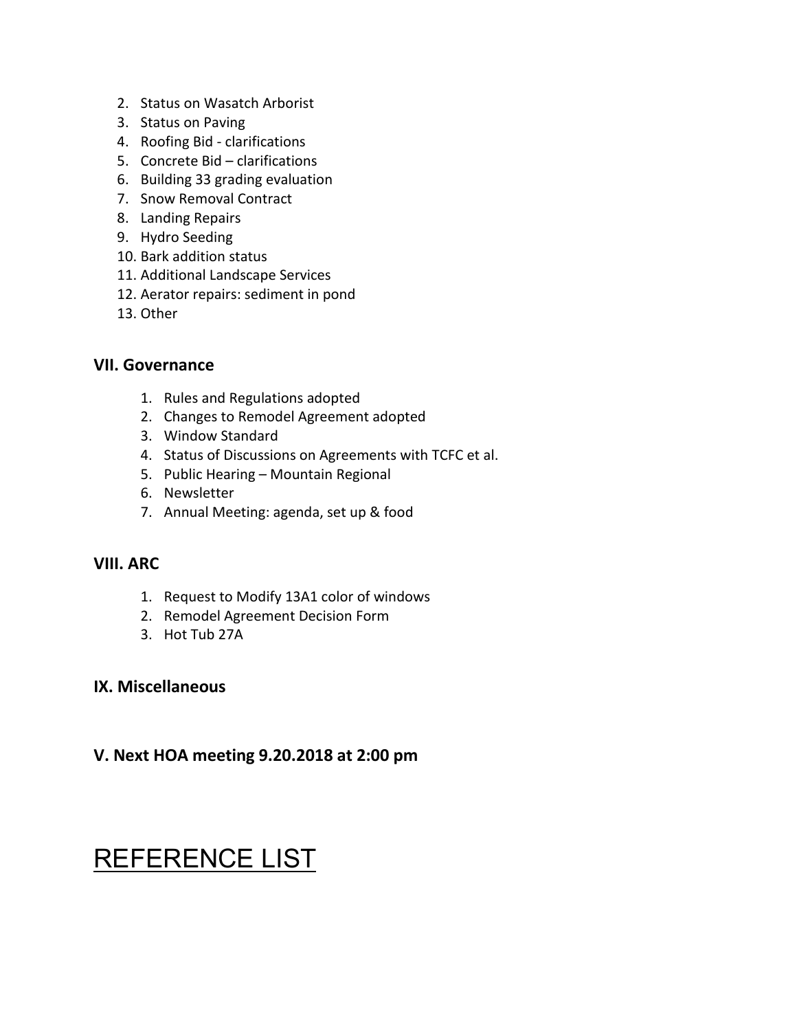2. Status on Wasatch Arborist
3. Status on Paving
4. Roofing Bid - clarifications
5. Concrete Bid – clarifications
6. Building 33 grading evaluation
7. Snow Removal Contract
8. Landing Repairs
9. Hydro Seeding
10. Bark addition status
11. Additional Landscape Services
12. Aerator repairs: sediment in pond
13. Other

### VII. Governance

1. Rules and Regulations adopted
2. Changes to Remodel Agreement adopted
3. Window Standard
4. Status of Discussions on Agreements with TCFC et al.
5. Public Hearing – Mountain Regional
6. Newsletter
7. Annual Meeting: agenda, set up & food

### VIII. ARC

1. Request to Modify 13A1 color of windows
2. Remodel Agreement Decision Form
3. Hot Tub 27A

### IX. Miscellaneous

### V. Next HOA meeting 9.20.2018 at 2:00 pm

# REFERENCE LIST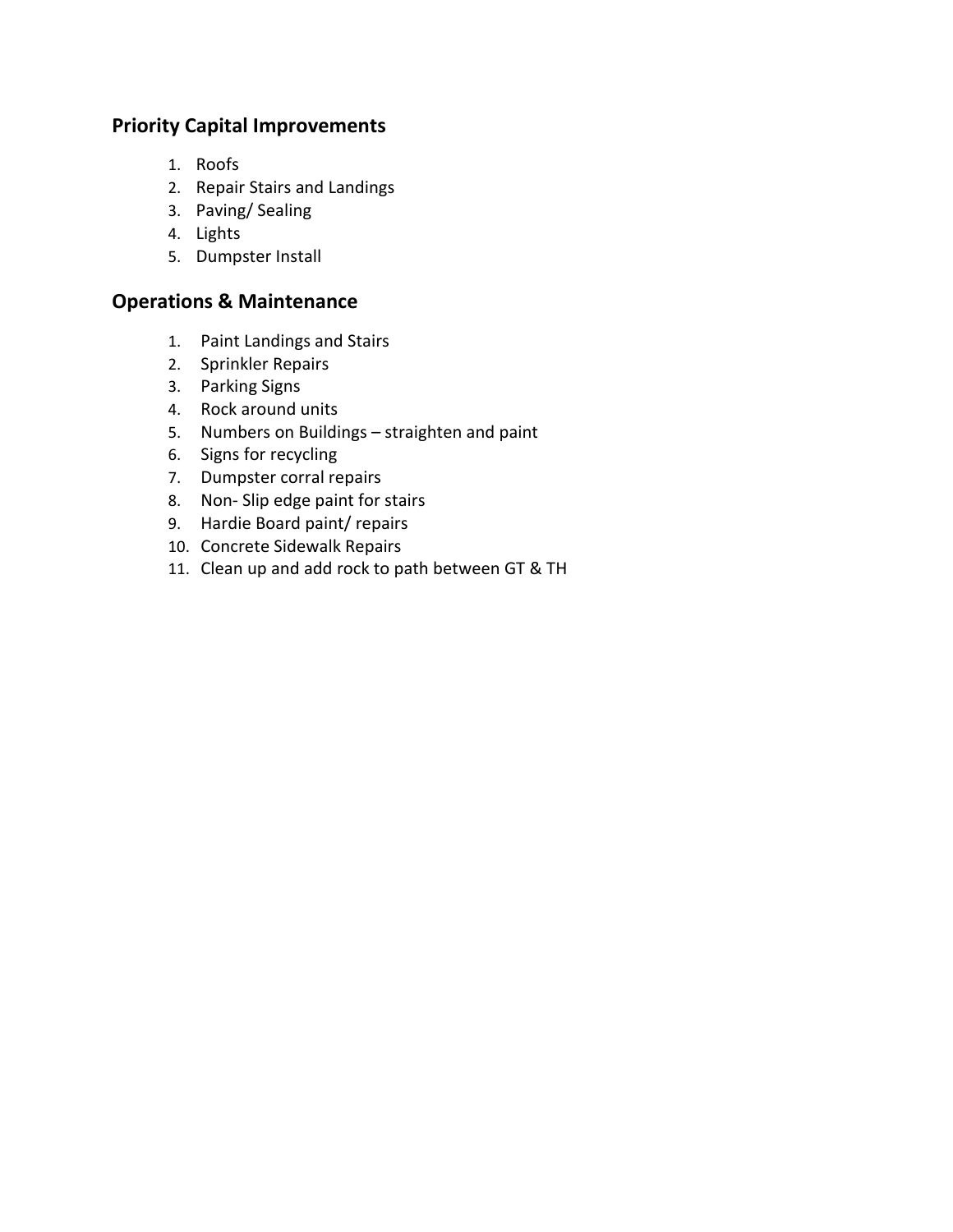## Priority Capital Improvements

1. Roofs
2. Repair Stairs and Landings
3. Paving/ Sealing
4. Lights
5. Dumpster Install

## Operations & Maintenance

1. Paint Landings and Stairs
2. Sprinkler Repairs
3. Parking Signs
4. Rock around units
5. Numbers on Buildings – straighten and paint
6. Signs for recycling
7. Dumpster corral repairs
8. Non- Slip edge paint for stairs
9. Hardie Board paint/ repairs
10. Concrete Sidewalk Repairs
11. Clean up and add rock to path between GT & TH